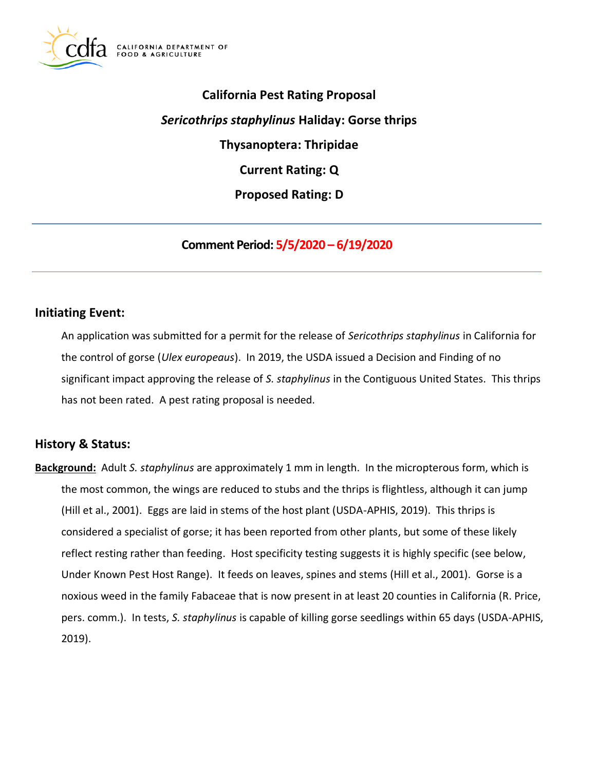# California Pest Rating Proposal

## *Sericothrips staphylinus* Haliday: Gorse thrips

## Thysanoptera: Thripidae

**Current Rating: Q**

**Proposed Rating: D**

---

**Comment Period: 5/5/2020 – 6/19/2020**

---

## Initiating Event:

An application was submitted for a permit for the release of *Sericothrips staphylinus* in California for the control of gorse (*Ulex europeaus*). In 2019, the USDA issued a Decision and Finding of no significant impact approving the release of *S. staphylinus* in the Contiguous United States. This thrips has not been rated. A pest rating proposal is needed.

## History & Status:

**Background:** Adult *S. staphylinus* are approximately 1 mm in length. In the micropterous form, which is the most common, the wings are reduced to stubs and the thrips is flightless, although it can jump (Hill et al., 2001). Eggs are laid in stems of the host plant (USDA-APHIS, 2019). This thrips is considered a specialist of gorse; it has been reported from other plants, but some of these likely reflect resting rather than feeding. Host specificity testing suggests it is highly specific (see below, Under Known Pest Host Range). It feeds on leaves, spines and stems (Hill et al., 2001). Gorse is a noxious weed in the family Fabaceae that is now present in at least 20 counties in California (R. Price, pers. comm.). In tests, *S. staphylinus* is capable of killing gorse seedlings within 65 days (USDA-APHIS, 2019).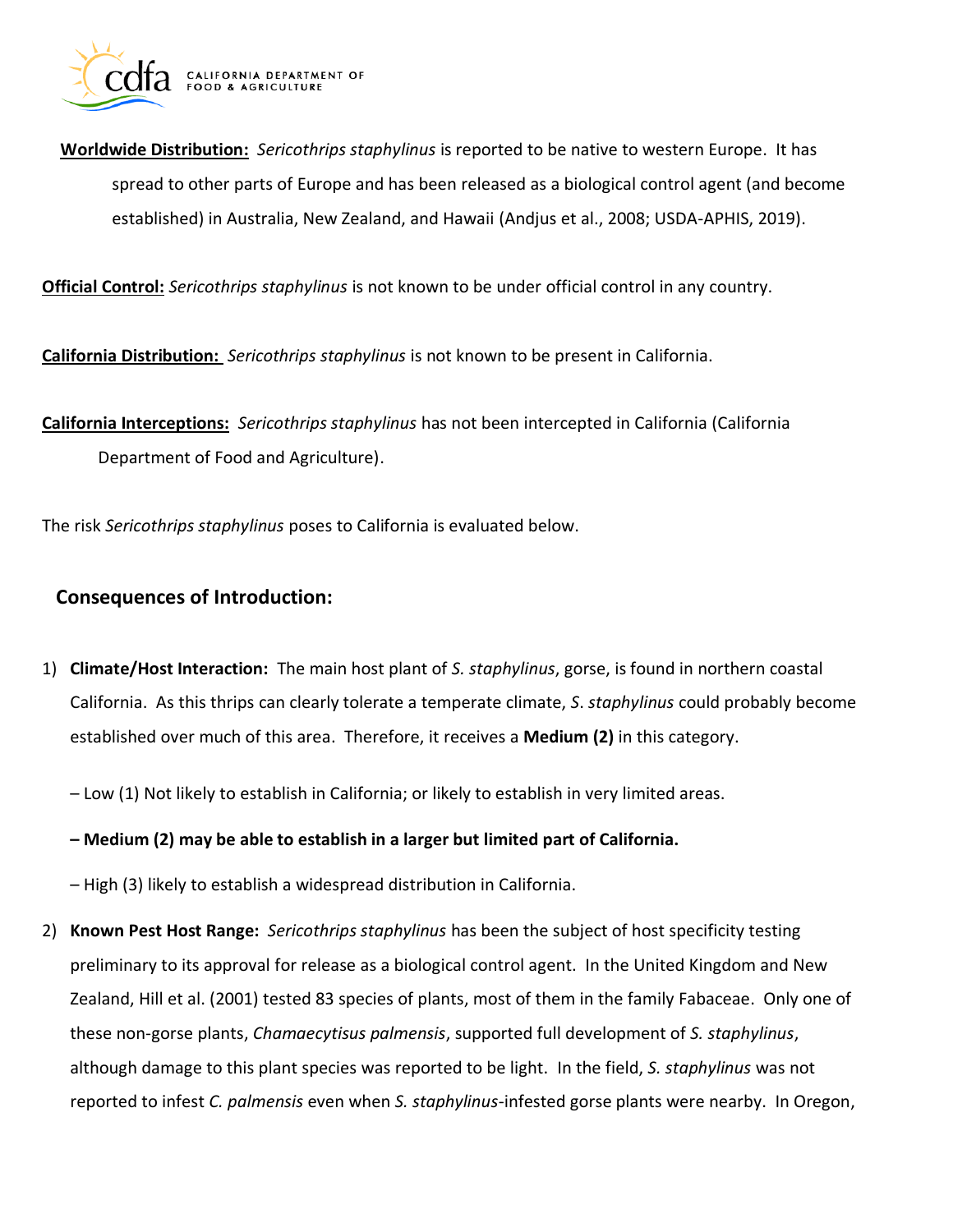**Worldwide Distribution:** *Sericothrips staphylinus* is reported to be native to western Europe. It has spread to other parts of Europe and has been released as a biological control agent (and become established) in Australia, New Zealand, and Hawaii (Andjus et al., 2008; USDA-APHIS, 2019).

**Official Control:** *Sericothrips staphylinus* is not known to be under official control in any country.

**California Distribution:** *Sericothrips staphylinus* is not known to be present in California.

**California Interceptions:** *Sericothrips staphylinus* has not been intercepted in California (California Department of Food and Agriculture).

The risk *Sericothrips staphylinus* poses to California is evaluated below.

## Consequences of Introduction:

1) **Climate/Host Interaction:** The main host plant of *S. staphylinus*, gorse, is found in northern coastal California. As this thrips can clearly tolerate a temperate climate, *S. staphylinus* could probably become established over much of this area. Therefore, it receives a **Medium (2)** in this category.

   – Low (1) Not likely to establish in California; or likely to establish in very limited areas.

   **– Medium (2) may be able to establish in a larger but limited part of California.**

   – High (3) likely to establish a widespread distribution in California.

2) **Known Pest Host Range:** *Sericothrips staphylinus* has been the subject of host specificity testing preliminary to its approval for release as a biological control agent. In the United Kingdom and New Zealand, Hill et al. (2001) tested 83 species of plants, most of them in the family Fabaceae. Only one of these non-gorse plants, *Chamaecytisus palmensis*, supported full development of *S. staphylinus*, although damage to this plant species was reported to be light. In the field, *S. staphylinus* was not reported to infest *C. palmensis* even when *S. staphylinus*-infested gorse plants were nearby. In Oregon,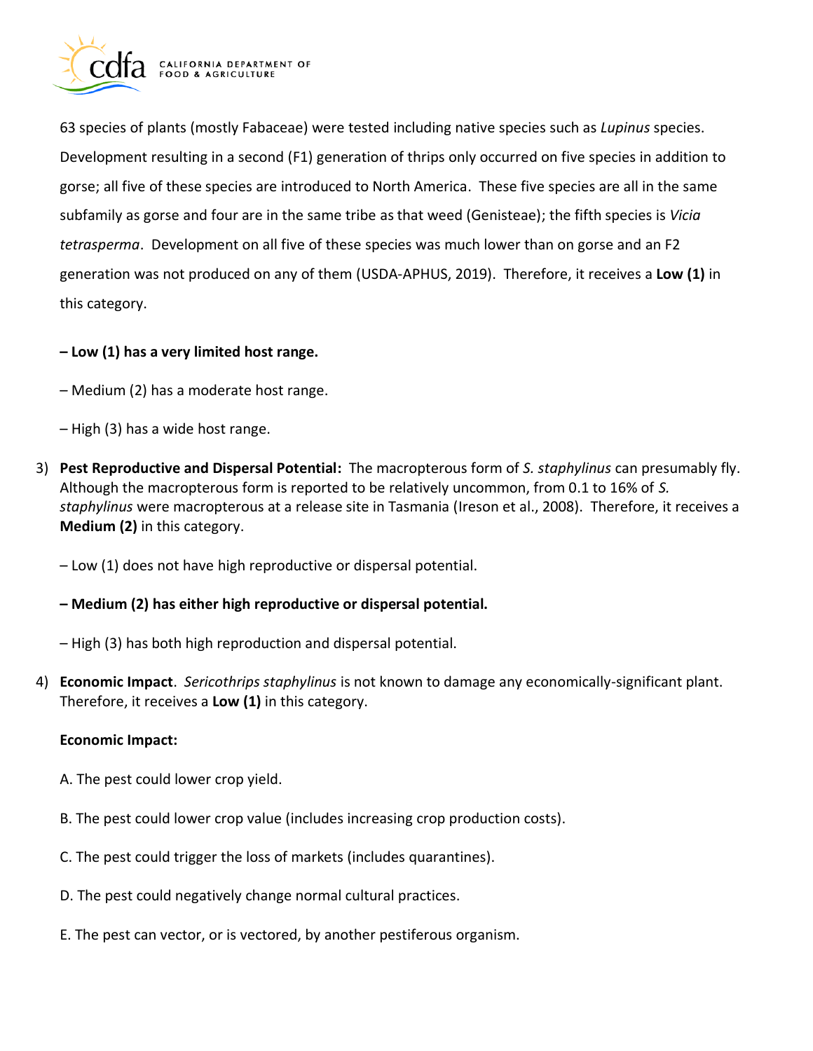63 species of plants (mostly Fabaceae) were tested including native species such as *Lupinus* species. Development resulting in a second (F1) generation of thrips only occurred on five species in addition to gorse; all five of these species are introduced to North America. These five species are all in the same subfamily as gorse and four are in the same tribe as that weed (Genisteae); the fifth species is *Vicia tetrasperma*. Development on all five of these species was much lower than on gorse and an F2 generation was not produced on any of them (USDA-APHUS, 2019). Therefore, it receives a **Low (1)** in this category.

**– Low (1) has a very limited host range.**

– Medium (2) has a moderate host range.

– High (3) has a wide host range.

3) **Pest Reproductive and Dispersal Potential:** The macropterous form of *S. staphylinus* can presumably fly. Although the macropterous form is reported to be relatively uncommon, from 0.1 to 16% of *S. staphylinus* were macropterous at a release site in Tasmania (Ireson et al., 2008). Therefore, it receives a **Medium (2)** in this category.

   – Low (1) does not have high reproductive or dispersal potential.

   **– Medium (2) has either high reproductive or dispersal potential.**

   – High (3) has both high reproduction and dispersal potential.

4) **Economic Impact**. *Sericothrips staphylinus* is not known to damage any economically-significant plant. Therefore, it receives a **Low (1)** in this category.

   **Economic Impact:**

   A. The pest could lower crop yield.

   B. The pest could lower crop value (includes increasing crop production costs).

   C. The pest could trigger the loss of markets (includes quarantines).

   D. The pest could negatively change normal cultural practices.

   E. The pest can vector, or is vectored, by another pestiferous organism.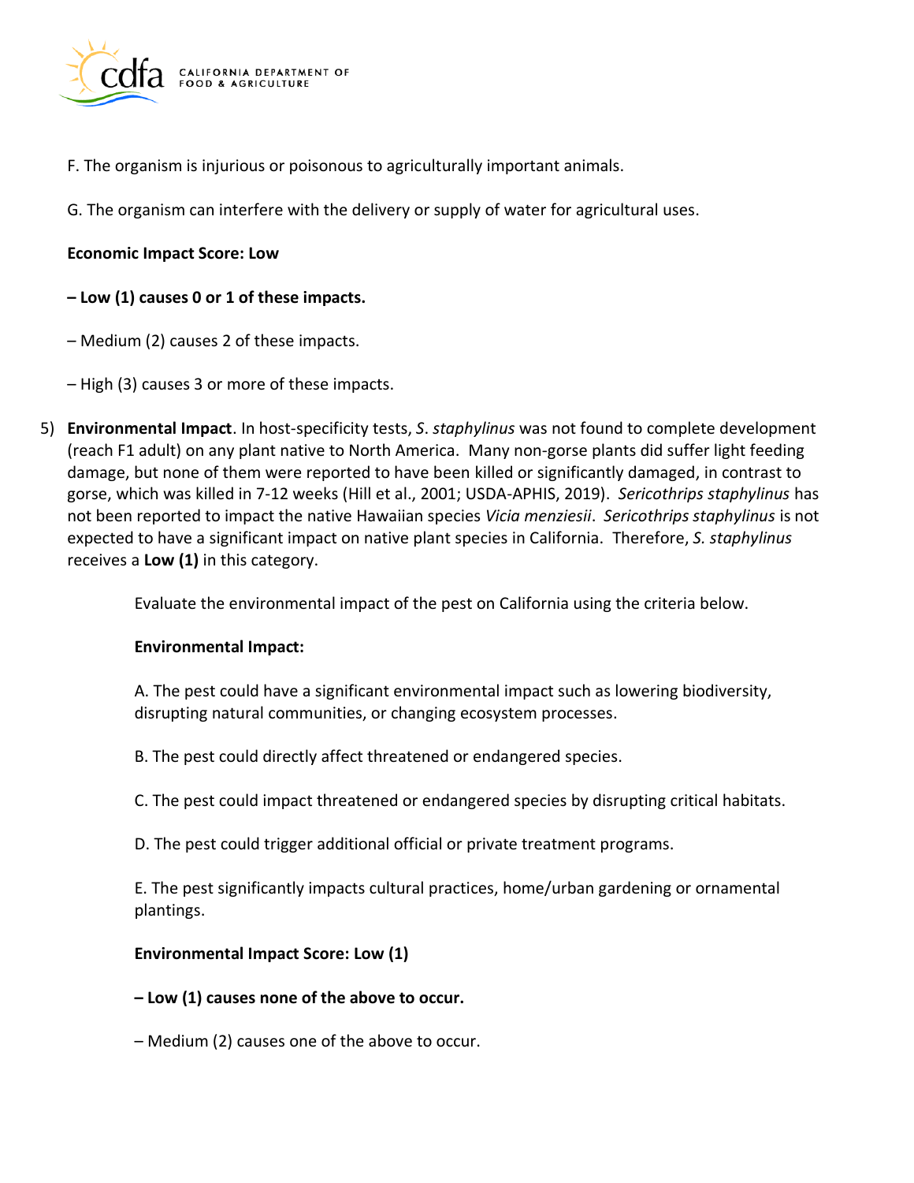F. The organism is injurious or poisonous to agriculturally important animals.

G. The organism can interfere with the delivery or supply of water for agricultural uses.

**Economic Impact Score: Low**

**– Low (1) causes 0 or 1 of these impacts.**

– Medium (2) causes 2 of these impacts.

– High (3) causes 3 or more of these impacts.

5) **Environmental Impact**. In host-specificity tests, *S. staphylinus* was not found to complete development (reach F1 adult) on any plant native to North America. Many non-gorse plants did suffer light feeding damage, but none of them were reported to have been killed or significantly damaged, in contrast to gorse, which was killed in 7-12 weeks (Hill et al., 2001; USDA-APHIS, 2019). *Sericothrips staphylinus* has not been reported to impact the native Hawaiian species *Vicia menziesii*. *Sericothrips staphylinus* is not expected to have a significant impact on native plant species in California. Therefore, *S. staphylinus* receives a **Low (1)** in this category.

Evaluate the environmental impact of the pest on California using the criteria below.

**Environmental Impact:**

A. The pest could have a significant environmental impact such as lowering biodiversity, disrupting natural communities, or changing ecosystem processes.

B. The pest could directly affect threatened or endangered species.

C. The pest could impact threatened or endangered species by disrupting critical habitats.

D. The pest could trigger additional official or private treatment programs.

E. The pest significantly impacts cultural practices, home/urban gardening or ornamental plantings.

**Environmental Impact Score: Low (1)**

**– Low (1) causes none of the above to occur.**

– Medium (2) causes one of the above to occur.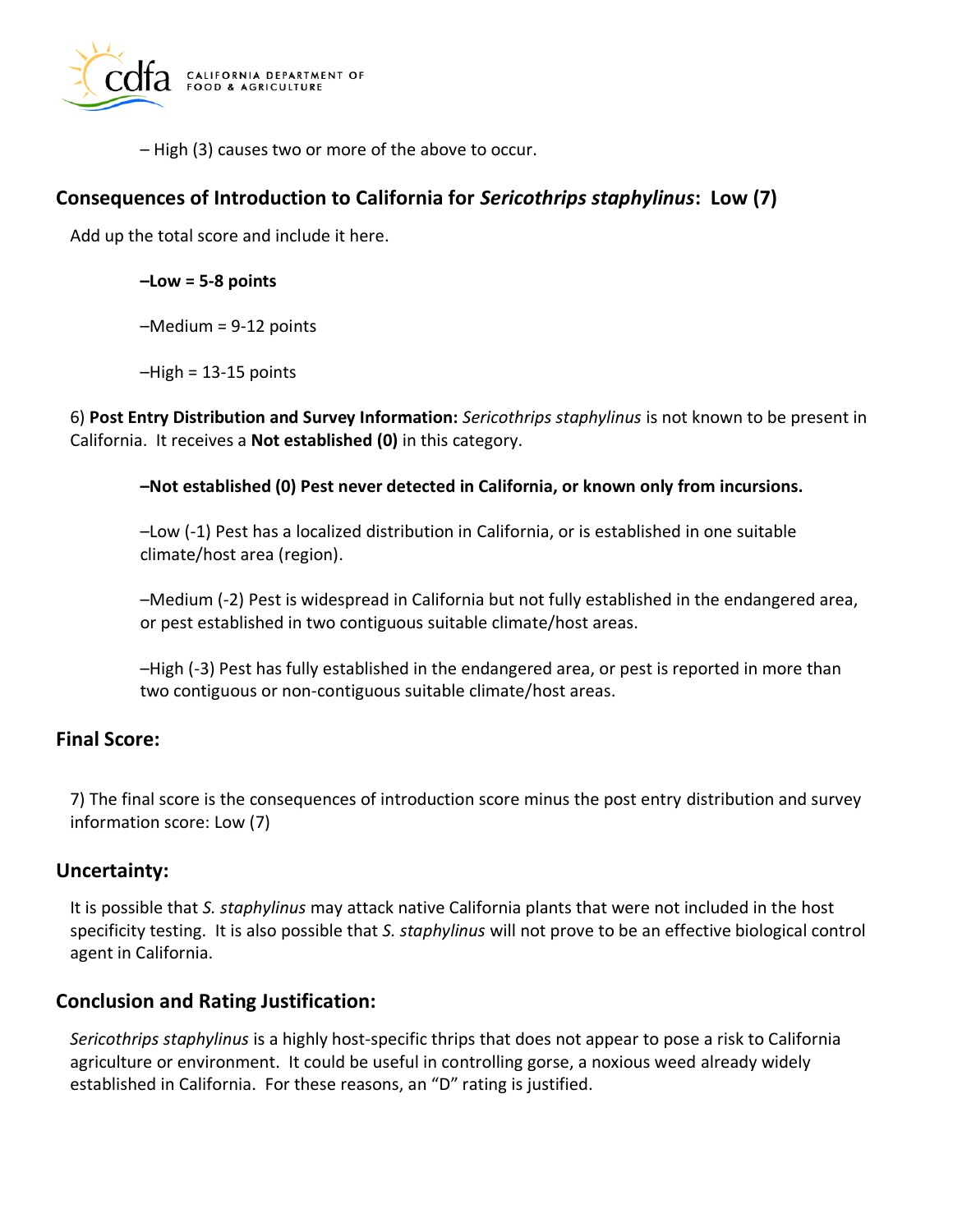– High (3) causes two or more of the above to occur.

## Consequences of Introduction to California for *Sericothrips staphylinus*: Low (7)

Add up the total score and include it here.

**–Low = 5-8 points**

–Medium = 9-12 points

–High = 13-15 points

6) **Post Entry Distribution and Survey Information:** *Sericothrips staphylinus* is not known to be present in California. It receives a **Not established (0)** in this category.

**–Not established (0) Pest never detected in California, or known only from incursions.**

–Low (-1) Pest has a localized distribution in California, or is established in one suitable climate/host area (region).

–Medium (-2) Pest is widespread in California but not fully established in the endangered area, or pest established in two contiguous suitable climate/host areas.

–High (-3) Pest has fully established in the endangered area, or pest is reported in more than two contiguous or non-contiguous suitable climate/host areas.

## Final Score:

7) The final score is the consequences of introduction score minus the post entry distribution and survey information score: Low (7)

## Uncertainty:

It is possible that *S. staphylinus* may attack native California plants that were not included in the host specificity testing. It is also possible that *S. staphylinus* will not prove to be an effective biological control agent in California.

## Conclusion and Rating Justification:

*Sericothrips staphylinus* is a highly host-specific thrips that does not appear to pose a risk to California agriculture or environment. It could be useful in controlling gorse, a noxious weed already widely established in California. For these reasons, an "D" rating is justified.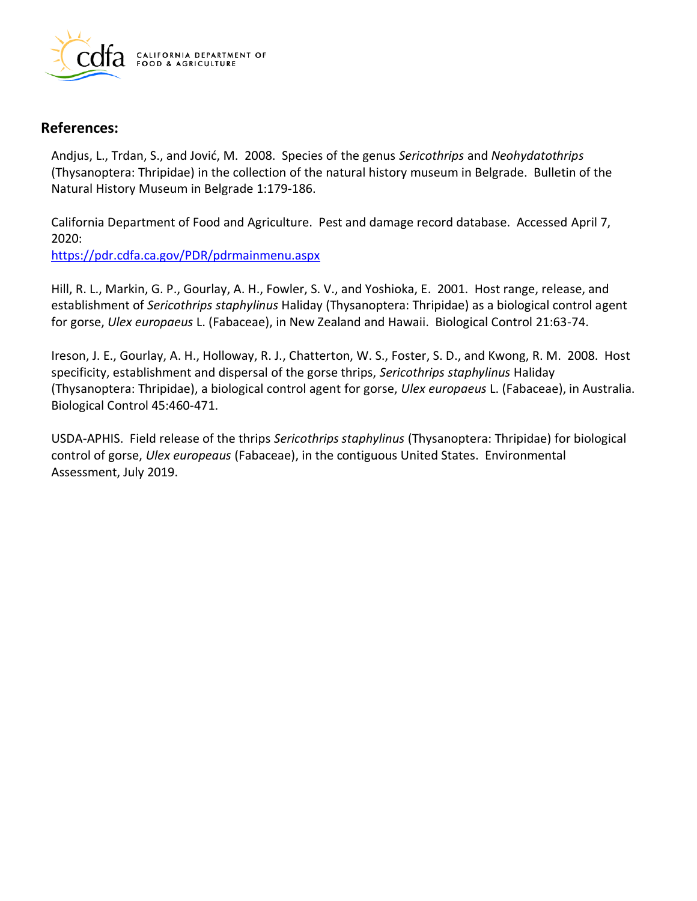## References:

Andjus, L., Trdan, S., and Jović, M. 2008. Species of the genus *Sericothrips* and *Neohydatothrips* (Thysanoptera: Thripidae) in the collection of the natural history museum in Belgrade. Bulletin of the Natural History Museum in Belgrade 1:179-186.

California Department of Food and Agriculture. Pest and damage record database. Accessed April 7, 2020:
https://pdr.cdfa.ca.gov/PDR/pdrmainmenu.aspx

Hill, R. L., Markin, G. P., Gourlay, A. H., Fowler, S. V., and Yoshioka, E. 2001. Host range, release, and establishment of *Sericothrips staphylinus* Haliday (Thysanoptera: Thripidae) as a biological control agent for gorse, *Ulex europaeus* L. (Fabaceae), in New Zealand and Hawaii. Biological Control 21:63-74.

Ireson, J. E., Gourlay, A. H., Holloway, R. J., Chatterton, W. S., Foster, S. D., and Kwong, R. M. 2008. Host specificity, establishment and dispersal of the gorse thrips, *Sericothrips staphylinus* Haliday (Thysanoptera: Thripidae), a biological control agent for gorse, *Ulex europaeus* L. (Fabaceae), in Australia. Biological Control 45:460-471.

USDA-APHIS. Field release of the thrips *Sericothrips staphylinus* (Thysanoptera: Thripidae) for biological control of gorse, *Ulex europeaus* (Fabaceae), in the contiguous United States. Environmental Assessment, July 2019.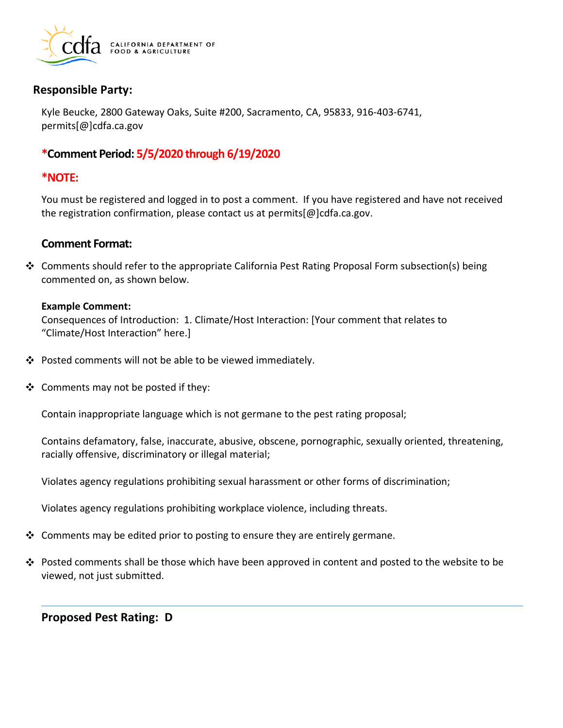## Responsible Party:

Kyle Beucke, 2800 Gateway Oaks, Suite #200, Sacramento, CA, 95833, 916-403-6741, permits[@]cdfa.ca.gov

### *Comment Period: 5/5/2020 through 6/19/2020

### *NOTE:

You must be registered and logged in to post a comment. If you have registered and have not received the registration confirmation, please contact us at permits[@]cdfa.ca.gov.

### Comment Format:

- Comments should refer to the appropriate California Pest Rating Proposal Form subsection(s) being commented on, as shown below.

  **Example Comment:**
  Consequences of Introduction: 1. Climate/Host Interaction: [Your comment that relates to "Climate/Host Interaction" here.]

- Posted comments will not be able to be viewed immediately.

- Comments may not be posted if they:

  Contain inappropriate language which is not germane to the pest rating proposal;

  Contains defamatory, false, inaccurate, abusive, obscene, pornographic, sexually oriented, threatening, racially offensive, discriminatory or illegal material;

  Violates agency regulations prohibiting sexual harassment or other forms of discrimination;

  Violates agency regulations prohibiting workplace violence, including threats.

- Comments may be edited prior to posting to ensure they are entirely germane.

- Posted comments shall be those which have been approved in content and posted to the website to be viewed, not just submitted.

---

### Proposed Pest Rating: D